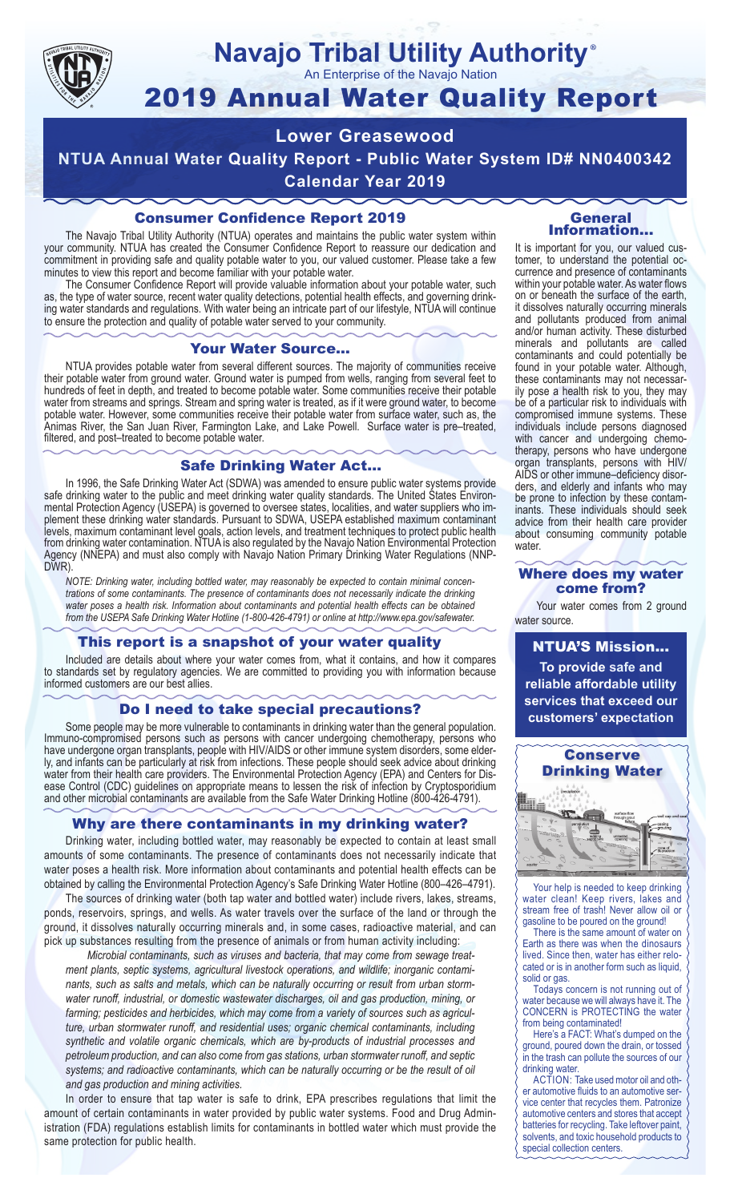# Navajo Tribal Utility Authority®

An Enterprise of the Navajo Nation

# 2019 Annual Water Quality Report

## Lower Greasewood

**NTUA Annual Water Quality Report - Public Water System ID# NN0400342**

**Calendar Year 2019**

### Consumer Confidence Report 2019

The Navajo Tribal Utility Authority (NTUA) operates and maintains the public water system within your community. NTUA has created the Consumer Confidence Report to reassure our dedication and commitment in providing safe and quality potable water to you, our valued customer. Please take a few minutes to view this report and become familiar with your potable water.

The Consumer Confidence Report will provide valuable information about your potable water, such as, the type of water source, recent water quality detections, potential health effects, and governing drinking water standards and regulations. With water being an intricate part of our lifestyle, NTUA will continue to ensure the protection and quality of potable water served to your community.

### Your Water Source…

NTUA provides potable water from several different sources. The majority of communities receive their potable water from ground water. Ground water is pumped from wells, ranging from several feet to hundreds of feet in depth, and treated to become potable water. Some communities receive their potable water from streams and springs. Stream and spring water is treated, as if it were ground water, to become potable water. However, some communities receive their potable water from surface water, such as, the Animas River, the San Juan River, Farmington Lake, and Lake Powell. Surface water is pre–treated, filtered, and post–treated to become potable water.

### Safe Drinking Water Act…

In 1996, the Safe Drinking Water Act (SDWA) was amended to ensure public water systems provide safe drinking water to the public and meet drinking water quality standards. The United States Environmental Protection Agency (USEPA) is governed to oversee states, localities, and water suppliers who implement these drinking water standards. Pursuant to SDWA, USEPA established maximum contaminant levels, maximum contaminant level goals, action levels, and treatment techniques to protect public health from drinking water contamination. NTUA is also regulated by the Navajo Nation Environmental Protection Agency (NNEPA) and must also comply with Navajo Nation Primary Drinking Water Regulations (NNPDWR).

*NOTE: Drinking water, including bottled water, may reasonably be expected to contain minimal concentrations of some contaminants. The presence of contaminants does not necessarily indicate the drinking water poses a health risk. Information about contaminants and potential health effects can be obtained from the USEPA Safe Drinking Water Hotline (1-800-426-4791) or online at http://www.epa.gov/safewater.*

### This report is a snapshot of your water quality

Included are details about where your water comes from, what it contains, and how it compares to standards set by regulatory agencies. We are committed to providing you with information because informed customers are our best allies.

### Do I need to take special precautions?

Some people may be more vulnerable to contaminants in drinking water than the general population. Immuno-compromised persons such as persons with cancer undergoing chemotherapy, persons who have undergone organ transplants, people with HIV/AIDS or other immune system disorders, some elderly, and infants can be particularly at risk from infections. These people should seek advice about drinking water from their health care providers. The Environmental Protection Agency (EPA) and Centers for Disease Control (CDC) guidelines on appropriate means to lessen the risk of infection by Cryptosporidium and other microbial contaminants are available from the Safe Water Drinking Hotline (800-426-4791).

### Why are there contaminants in my drinking water?

Drinking water, including bottled water, may reasonably be expected to contain at least small amounts of some contaminants. The presence of contaminants does not necessarily indicate that water poses a health risk. More information about contaminants and potential health effects can be obtained by calling the Environmental Protection Agency's Safe Drinking Water Hotline (800–426–4791).

The sources of drinking water (both tap water and bottled water) include rivers, lakes, streams, ponds, reservoirs, springs, and wells. As water travels over the surface of the land or through the ground, it dissolves naturally occurring minerals and, in some cases, radioactive material, and can pick up substances resulting from the presence of animals or from human activity including:

*Microbial contaminants, such as viruses and bacteria, that may come from sewage treatment plants, septic systems, agricultural livestock operations, and wildlife; inorganic contaminants, such as salts and metals, which can be naturally occurring or result from urban stormwater runoff, industrial, or domestic wastewater discharges, oil and gas production, mining, or farming; pesticides and herbicides, which may come from a variety of sources such as agriculture, urban stormwater runoff, and residential uses; organic chemical contaminants, including synthetic and volatile organic chemicals, which are by-products of industrial processes and petroleum production, and can also come from gas stations, urban stormwater runoff, and septic systems; and radioactive contaminants, which can be naturally occurring or be the result of oil and gas production and mining activities.*

In order to ensure that tap water is safe to drink, EPA prescribes regulations that limit the amount of certain contaminants in water provided by public water systems. Food and Drug Administration (FDA) regulations establish limits for contaminants in bottled water which must provide the same protection for public health.

### General Information…

It is important for you, our valued customer, to understand the potential occurrence and presence of contaminants within your potable water. As water flows on or beneath the surface of the earth, it dissolves naturally occurring minerals and pollutants produced from animal and/or human activity. These disturbed minerals and pollutants are called contaminants and could potentially be found in your potable water. Although, these contaminants may not necessarily pose a health risk to you, they may be of a particular risk to individuals with compromised immune systems. These individuals include persons diagnosed with cancer and undergoing chemo-therapy, persons who have undergone organ transplants, persons with HIV/AIDS or other immune–deficiency disorders, and elderly and infants who may be prone to infection by these contaminants. These individuals should seek advice from their health care provider about consuming community potable water.

### Where does my water come from?

Your water comes from 2 ground water source.

### NTUA'S Mission…

**To provide safe and reliable affordable utility services that exceed our customers' expectation**

### Conserve Drinking Water

Your help is needed to keep drinking water clean! Keep rivers, lakes and stream free of trash! Never allow oil or gasoline to be poured on the ground!

There is the same amount of water on Earth as there was when the dinosaurs lived. Since then, water has either relocated or is in another form such as liquid, solid or gas.

Todays concern is not running out of water because we will always have it. The CONCERN is PROTECTING the water from being contaminated!

Here's a FACT: What's dumped on the ground, poured down the drain, or tossed in the trash can pollute the sources of our drinking water.

ACTION: Take used motor oil and other automotive fluids to an automotive service center that recycles them. Patronize automotive centers and stores that accept batteries for recycling. Take leftover paint, solvents, and toxic household products to special collection centers.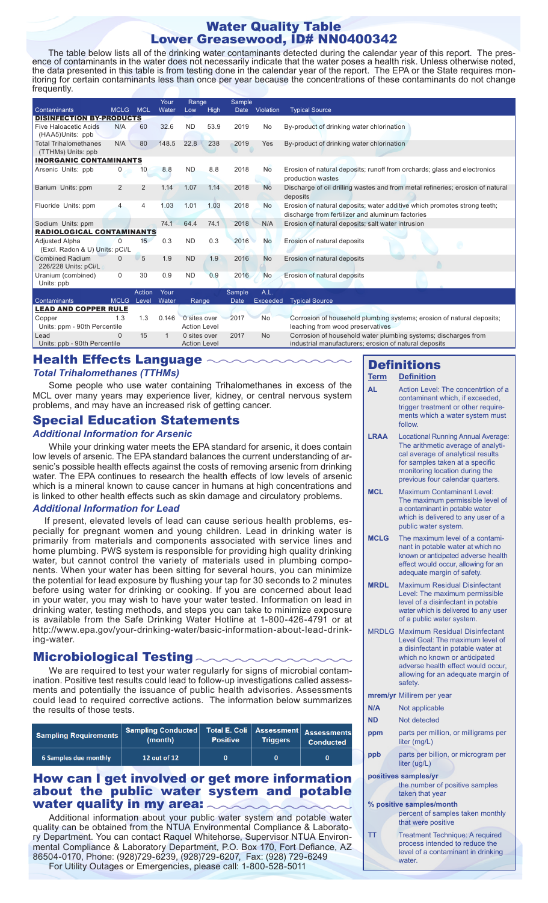# Water Quality Table
## Lower Greasewood, ID# NN0400342

The table below lists all of the drinking water contaminants detected during the calendar year of this report. The presence of contaminants in the water does not necessarily indicate that the water poses a health risk. Unless otherwise noted, the data presented in this table is from testing done in the calendar year of the report. The EPA or the State requires monitoring for certain contaminants less than once per year because the concentrations of these contaminants do not change frequently.

| Contaminants | MCLG | MCL | Your Water | Range Low | Range High | Sample Date | Violation | Typical Source |
|---|---|---|---|---|---|---|---|---|
| **DISINFECTION BY-PRODUCTS** | | | | | | | | |
| Five Haloacetic Acids (HAA5)Units: ppb | N/A | 60 | 32.6 | ND | 53.9 | 2019 | No | By-product of drinking water chlorination |
| Total Trihalomethanes (TTHMs) Units: ppb | N/A | 80 | 148.5 | 22.8 | 238 | 2019 | Yes | By-product of drinking water chlorination |
| **INORGANIC CONTAMINANTS** | | | | | | | | |
| Arsenic Units: ppb | 0 | 10 | 8.8 | ND | 8.8 | 2018 | No | Erosion of natural deposits; runoff from orchards; glass and electronics production wastes |
| Barium Units: ppm | 2 | 2 | 1.14 | 1.07 | 1.14 | 2018 | No | Discharge of oil drilling wastes and from metal refineries; erosion of natural deposits |
| Fluoride Units: ppm | 4 | 4 | 1.03 | 1.01 | 1.03 | 2018 | No | Erosion of natural deposits; water additive which promotes strong teeth; discharge from fertilizer and aluminum factories |
| Sodium Units: ppm | | | 74.1 | 64.4 | 74.1 | 2018 | N/A | Erosion of natural deposits; salt water intrusion |
| **RADIOLOGICAL CONTAMINANTS** | | | | | | | | |
| Adjusted Alpha (Excl. Radon & U) Units: pCi/L | 0 | 15 | 0.3 | ND | 0.3 | 2016 | No | Erosion of natural deposits |
| Combined Radium 226/228 Units: pCi/L | 0 | 5 | 1.9 | ND | 1.9 | 2016 | No | Erosion of natural deposits |
| Uranium (combined) Units: ppb | 0 | 30 | 0.9 | ND | 0.9 | 2016 | No | Erosion of natural deposits |

| Contaminants | MCLG | Action Level | Your Water | Range | Sample Date | A.L. Exceeded | Typical Source |
|---|---|---|---|---|---|---|---|
| **LEAD AND COPPER RULE** | | | | | | | |
| Copper Units: ppm - 90th Percentile | 1.3 | 1.3 | 0.146 | 0 sites over Action Level | 2017 | No | Corrosion of household plumbing systems; erosion of natural deposits; leaching from wood preservatives |
| Lead Units: ppb - 90th Percentile | 0 | 15 | 1 | 0 sites over Action Level | 2017 | No | Corrosion of household water plumbing systems; discharges from industrial manufacturers; erosion of natural deposits |

## Health Effects Language

### *Total Trihalomethanes (TTHMs)*

Some people who use water containing Trihalomethanes in excess of the MCL over many years may experience liver, kidney, or central nervous system problems, and may have an increased risk of getting cancer.

## Special Education Statements

### *Additional Information for Arsenic*

While your drinking water meets the EPA standard for arsenic, it does contain low levels of arsenic. The EPA standard balances the current understanding of arsenic's possible health effects against the costs of removing arsenic from drinking water. The EPA continues to research the health effects of low levels of arsenic which is a mineral known to cause cancer in humans at high concentrations and is linked to other health effects such as skin damage and circulatory problems.

### *Additional Information for Lead*

If present, elevated levels of lead can cause serious health problems, especially for pregnant women and young children. Lead in drinking water is primarily from materials and components associated with service lines and home plumbing. PWS system is responsible for providing high quality drinking water, but cannot control the variety of materials used in plumbing components. When your water has been sitting for several hours, you can minimize the potential for lead exposure by flushing your tap for 30 seconds to 2 minutes before using water for drinking or cooking. If you are concerned about lead in your water, you may wish to have your water tested. Information on lead in drinking water, testing methods, and steps you can take to minimize exposure is available from the Safe Drinking Water Hotline at 1-800-426-4791 or at http://www.epa.gov/your-drinking-water/basic-information-about-lead-drinking-water.

## Microbiological Testing

We are required to test your water regularly for signs of microbial contamination. Positive test results could lead to follow-up investigations called assessments and potentially the issuance of public health advisories. Assessments could lead to required corrective actions. The information below summarizes the results of those tests.

| Sampling Requirements | Sampling Conducted (month) | Total E. Coli Positive | Assessment Triggers | Assessments Conducted |
|---|---|---|---|---|
| 6 Samples due monthly | 12 out of 12 | 0 | 0 | 0 |

## How can I get involved or get more information about the public water system and potable water quality in my area:

Additional information about your public water system and potable water quality can be obtained from the NTUA Environmental Compliance & Laboratory Department. You can contact Raquel Whitehorse, Supervisor NTUA Environmental Compliance & Laboratory Department, P.O. Box 170, Fort Defiance, AZ 86504-0170, Phone: (928)729-6239, (928)729-6207, Fax: (928) 729-6249

For Utility Outages or Emergencies, please call: 1-800-528-5011

## Definitions

| Term | Definition |
|---|---|
| **AL** | Action Level: The concentrtion of a contaminant which, if exceeded, trigger treatment or other requirements which a water system must follow. |
| **LRAA** | Locational Running Annual Average: The arithmetic average of analytical results for samples taken at a specific monitoring location during the previous four calendar quarters. |
| **MCL** | Maximum Contaminant Level: The maximum permissible level of a contaminant in potable water which is delivered to any user of a public water system. |
| **MCLG** | The maximum level of a contaminant in potable water at which no known or anticipated adverse health effect would occur, allowing for an adequate margin of safety. |
| **MRDL** | Maximum Residual Disinfectant Level: The maximum permissible level of a disinfectant in potable water which is delivered to any user of a public water system. |
| **MRDLG** | Maximum Residual Disinfectant Level Goal: The maximum level of a disinfectant in potable water at which no known or anticipated adverse health effect would occur, allowing for an adequate margin of safety. |
| **mrem/yr** | Millirem per year |
| **N/A** | Not applicable |
| **ND** | Not detected |
| **ppm** | parts per million, or milligrams per liter (mg/L) |
| **ppb** | parts per billion, or microgram per liter (ug/L) |
| **positives samples/yr** | the number of positive samples taken that year |
| **% positive samples/month** | percent of samples taken monthly that were positive |
| **TT** | Treatment Technique: A required process intended to reduce the level of a contaminant in drinking water. |